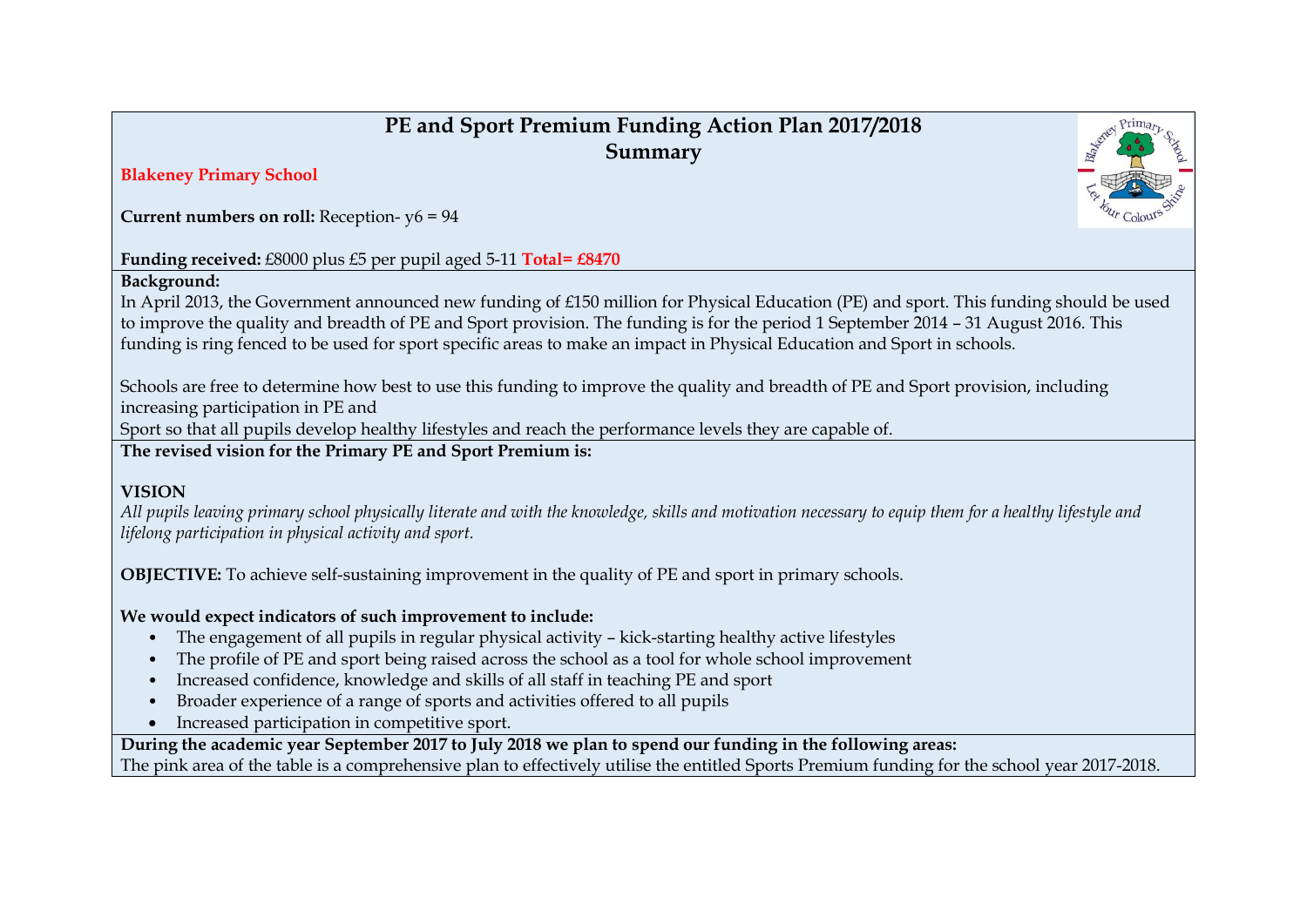# PE and Sport Premium Funding Action Plan 2017/2018
## Summary

**Blakeney Primary School**

**Current numbers on roll:** Reception- y6 = 94

**Funding received:** £8000 plus £5 per pupil aged 5-11 **Total= £8470**

**Background:**

In April 2013, the Government announced new funding of £150 million for Physical Education (PE) and sport. This funding should be used to improve the quality and breadth of PE and Sport provision. The funding is for the period 1 September 2014 – 31 August 2016. This funding is ring fenced to be used for sport specific areas to make an impact in Physical Education and Sport in schools.

Schools are free to determine how best to use this funding to improve the quality and breadth of PE and Sport provision, including increasing participation in PE and
Sport so that all pupils develop healthy lifestyles and reach the performance levels they are capable of.

**The revised vision for the Primary PE and Sport Premium is:**

**VISION**

*All pupils leaving primary school physically literate and with the knowledge, skills and motivation necessary to equip them for a healthy lifestyle and lifelong participation in physical activity and sport.*

**OBJECTIVE:** To achieve self-sustaining improvement in the quality of PE and sport in primary schools.

**We would expect indicators of such improvement to include:**

- The engagement of all pupils in regular physical activity – kick-starting healthy active lifestyles
- The profile of PE and sport being raised across the school as a tool for whole school improvement
- Increased confidence, knowledge and skills of all staff in teaching PE and sport
- Broader experience of a range of sports and activities offered to all pupils
- Increased participation in competitive sport.

**During the academic year September 2017 to July 2018 we plan to spend our funding in the following areas:**

The pink area of the table is a comprehensive plan to effectively utilise the entitled Sports Premium funding for the school year 2017-2018.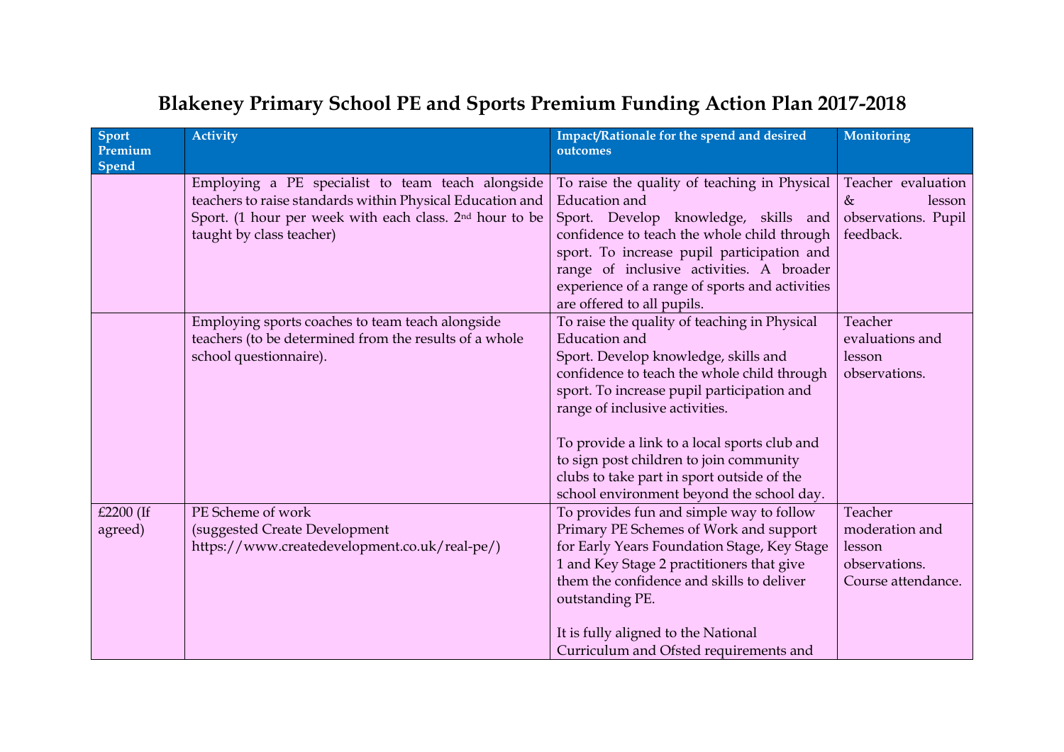# Blakeney Primary School PE and Sports Premium Funding Action Plan 2017-2018

| Sport Premium Spend | Activity | Impact/Rationale for the spend and desired outcomes | Monitoring |
|---|---|---|---|
| | Employing a PE specialist to team teach alongside teachers to raise standards within Physical Education and Sport. (1 hour per week with each class. 2nd hour to be taught by class teacher) | To raise the quality of teaching in Physical Education and Sport. Develop knowledge, skills and confidence to teach the whole child through sport. To increase pupil participation and range of inclusive activities. A broader experience of a range of sports and activities are offered to all pupils. | Teacher evaluation & lesson observations. Pupil feedback. |
| | Employing sports coaches to team teach alongside teachers (to be determined from the results of a whole school questionnaire). | To raise the quality of teaching in Physical Education and Sport. Develop knowledge, skills and confidence to teach the whole child through sport. To increase pupil participation and range of inclusive activities.<br><br>To provide a link to a local sports club and to sign post children to join community clubs to take part in sport outside of the school environment beyond the school day. | Teacher evaluations and lesson observations. |
| £2200 (If agreed) | PE Scheme of work<br>(suggested Create Development https://www.createdevelopment.co.uk/real-pe/) | To provides fun and simple way to follow Primary PE Schemes of Work and support for Early Years Foundation Stage, Key Stage 1 and Key Stage 2 practitioners that give them the confidence and skills to deliver outstanding PE.<br><br>It is fully aligned to the National Curriculum and Ofsted requirements and | Teacher moderation and lesson observations. Course attendance. |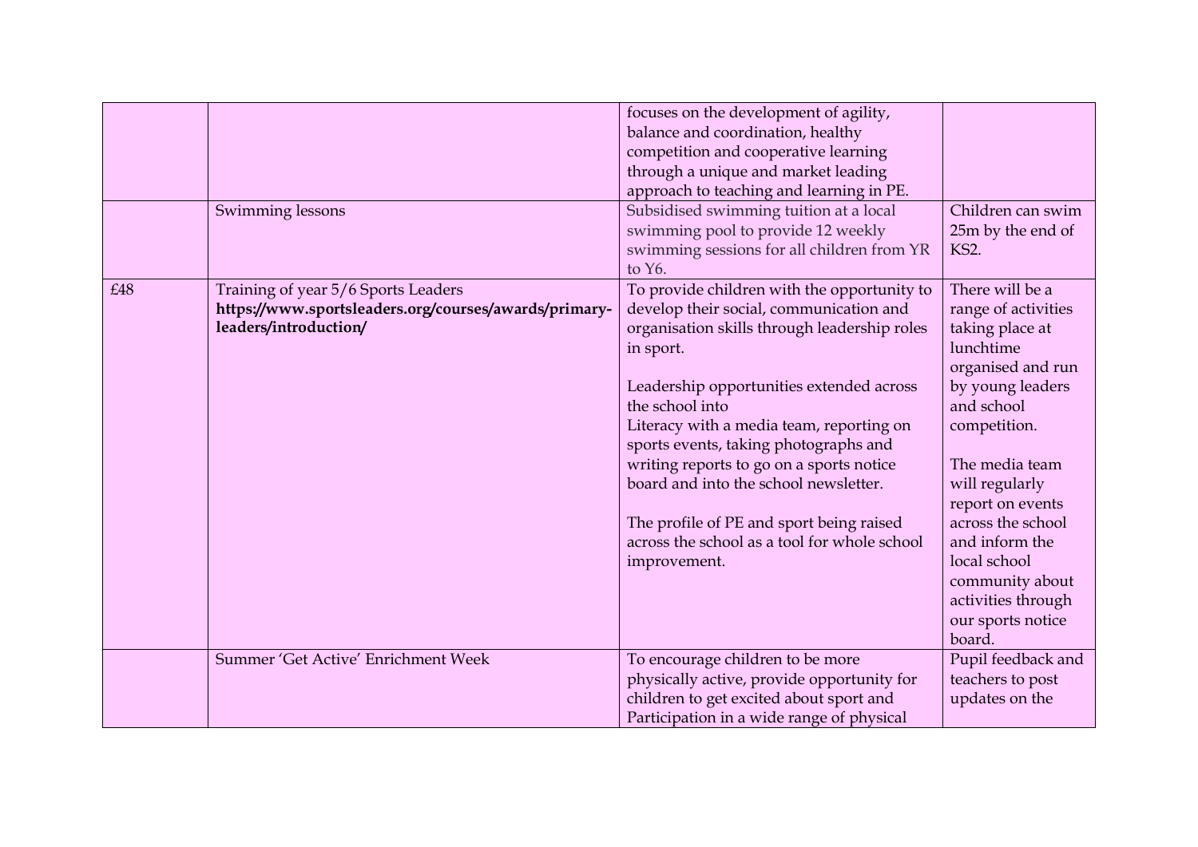| | | | |
|---|---|---|---|
| | | focuses on the development of agility, balance and coordination, healthy competition and cooperative learning through a unique and market leading approach to teaching and learning in PE. | |
| | Swimming lessons | Subsidised swimming tuition at a local swimming pool to provide 12 weekly swimming sessions for all children from YR to Y6. | Children can swim 25m by the end of KS2. |
| £48 | Training of year 5/6 Sports Leaders **https://www.sportsleaders.org/courses/awards/primary-leaders/introduction/** | To provide children with the opportunity to develop their social, communication and organisation skills through leadership roles in sport.<br><br>Leadership opportunities extended across the school into Literacy with a media team, reporting on sports events, taking photographs and writing reports to go on a sports notice board and into the school newsletter.<br><br>The profile of PE and sport being raised across the school as a tool for whole school improvement. | There will be a range of activities taking place at lunchtime organised and run by young leaders and school competition.<br><br>The media team will regularly report on events across the school and inform the local school community about activities through our sports notice board. |
| | Summer 'Get Active' Enrichment Week | To encourage children to be more physically active, provide opportunity for children to get excited about sport and Participation in a wide range of physical | Pupil feedback and teachers to post updates on the |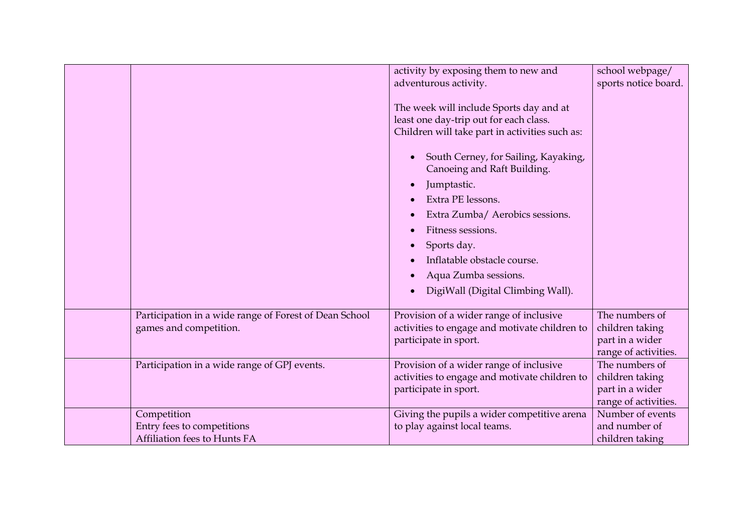| | | | |
|---|---|---|---|
| | | activity by exposing them to new and adventurous activity.<br><br>The week will include Sports day and at least one day-trip out for each class. Children will take part in activities such as:<br><br>• South Cerney, for Sailing, Kayaking, Canoeing and Raft Building.<br>• Jumptastic.<br>• Extra PE lessons.<br>• Extra Zumba/ Aerobics sessions.<br>• Fitness sessions.<br>• Sports day.<br>• Inflatable obstacle course.<br>• Aqua Zumba sessions.<br>• DigiWall (Digital Climbing Wall). | school webpage/ sports notice board. |
| | Participation in a wide range of Forest of Dean School games and competition. | Provision of a wider range of inclusive activities to engage and motivate children to participate in sport. | The numbers of children taking part in a wider range of activities. |
| | Participation in a wide range of GPJ events. | Provision of a wider range of inclusive activities to engage and motivate children to participate in sport. | The numbers of children taking part in a wider range of activities. |
| | Competition<br>Entry fees to competitions<br>Affiliation fees to Hunts FA | Giving the pupils a wider competitive arena to play against local teams. | Number of events and number of children taking |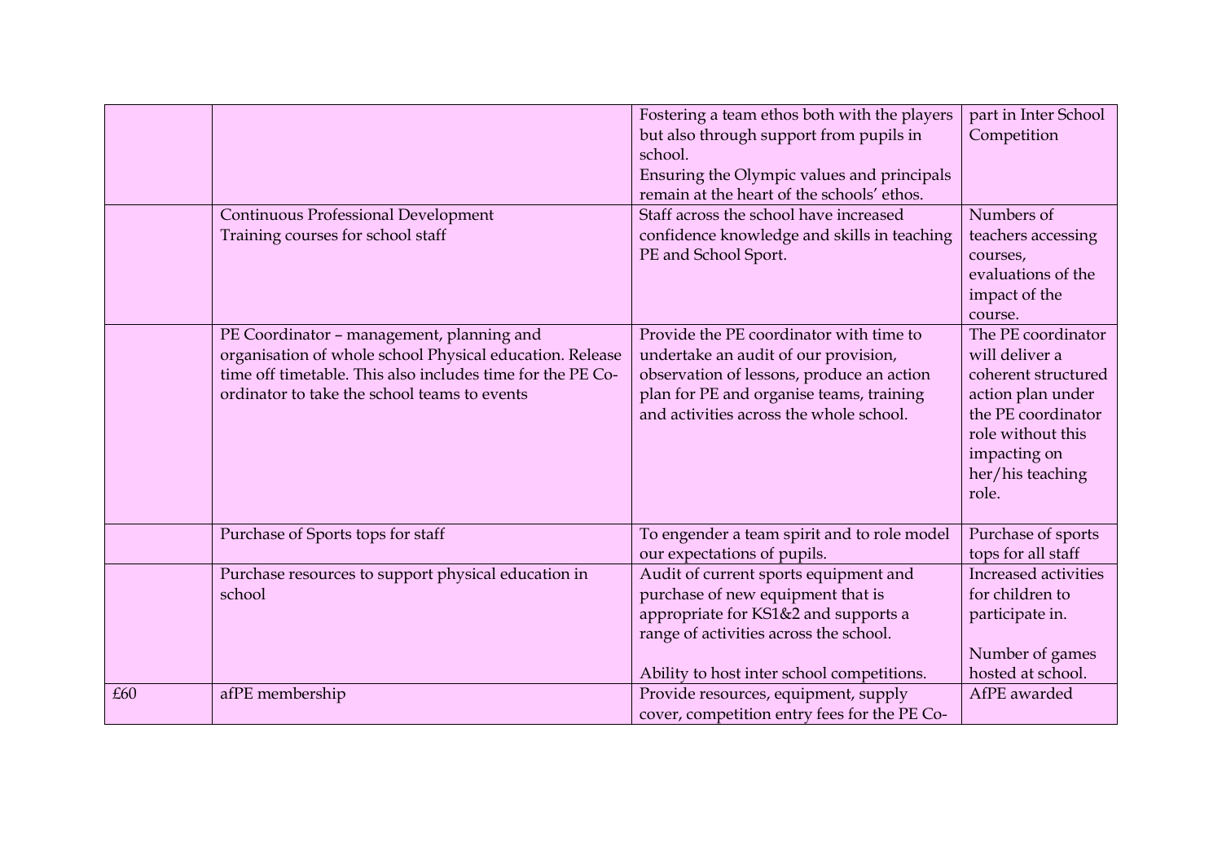| | | | |
|---|---|---|---|
| | | Fostering a team ethos both with the players but also through support from pupils in school.<br>Ensuring the Olympic values and principals remain at the heart of the schools' ethos. | part in Inter School Competition |
| | Continuous Professional Development<br>Training courses for school staff | Staff across the school have increased confidence knowledge and skills in teaching PE and School Sport. | Numbers of teachers accessing courses, evaluations of the impact of the course. |
| | PE Coordinator – management, planning and organisation of whole school Physical education. Release time off timetable. This also includes time for the PE Co-ordinator to take the school teams to events | Provide the PE coordinator with time to undertake an audit of our provision, observation of lessons, produce an action plan for PE and organise teams, training and activities across the whole school. | The PE coordinator will deliver a coherent structured action plan under the PE coordinator role without this impacting on her/his teaching role. |
| | Purchase of Sports tops for staff | To engender a team spirit and to role model our expectations of pupils. | Purchase of sports tops for all staff |
| | Purchase resources to support physical education in school | Audit of current sports equipment and purchase of new equipment that is appropriate for KS1&2 and supports a range of activities across the school.<br><br>Ability to host inter school competitions. | Increased activities for children to participate in.<br><br>Number of games hosted at school. |
| £60 | afPE membership | Provide resources, equipment, supply cover, competition entry fees for the PE Co- | AfPE awarded |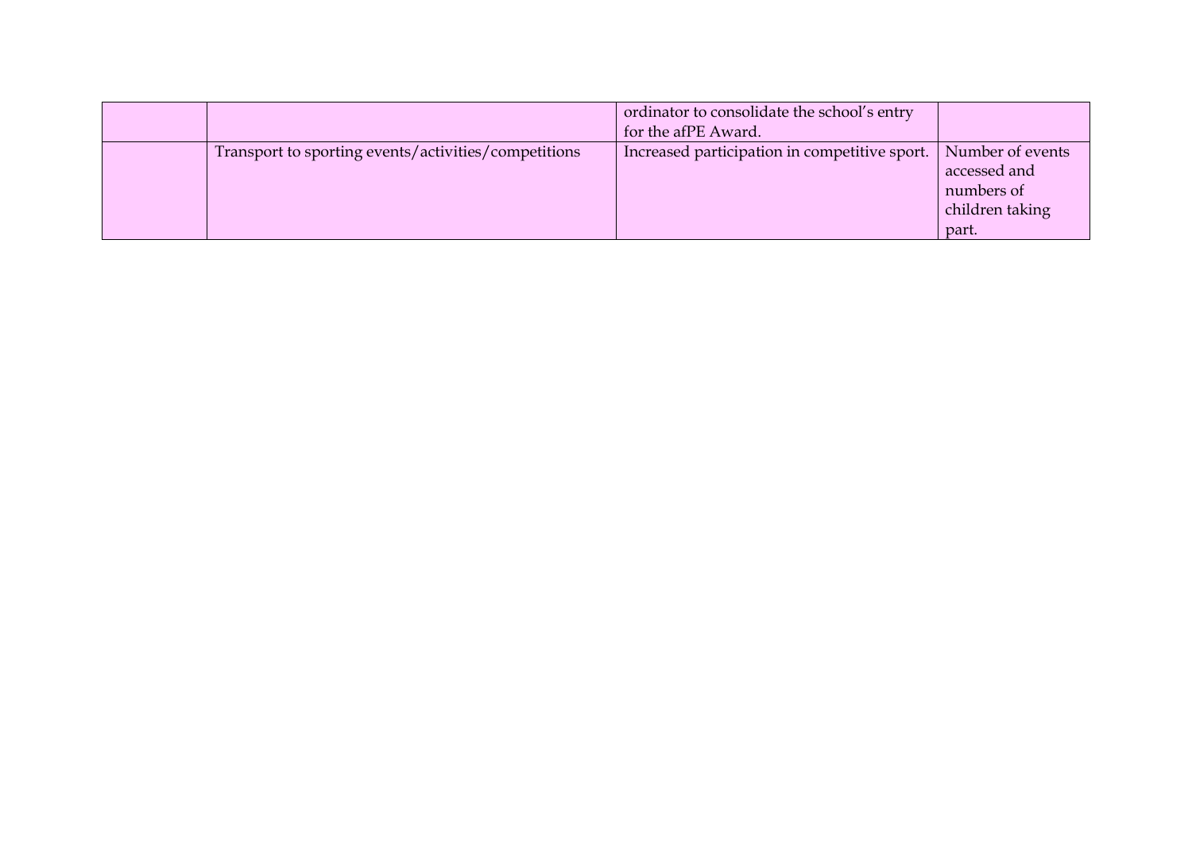| | | | |
|---|---|---|---|
| | | ordinator to consolidate the school's entry for the afPE Award. | |
| | Transport to sporting events/activities/competitions | Increased participation in competitive sport. | Number of events accessed and numbers of children taking part. |